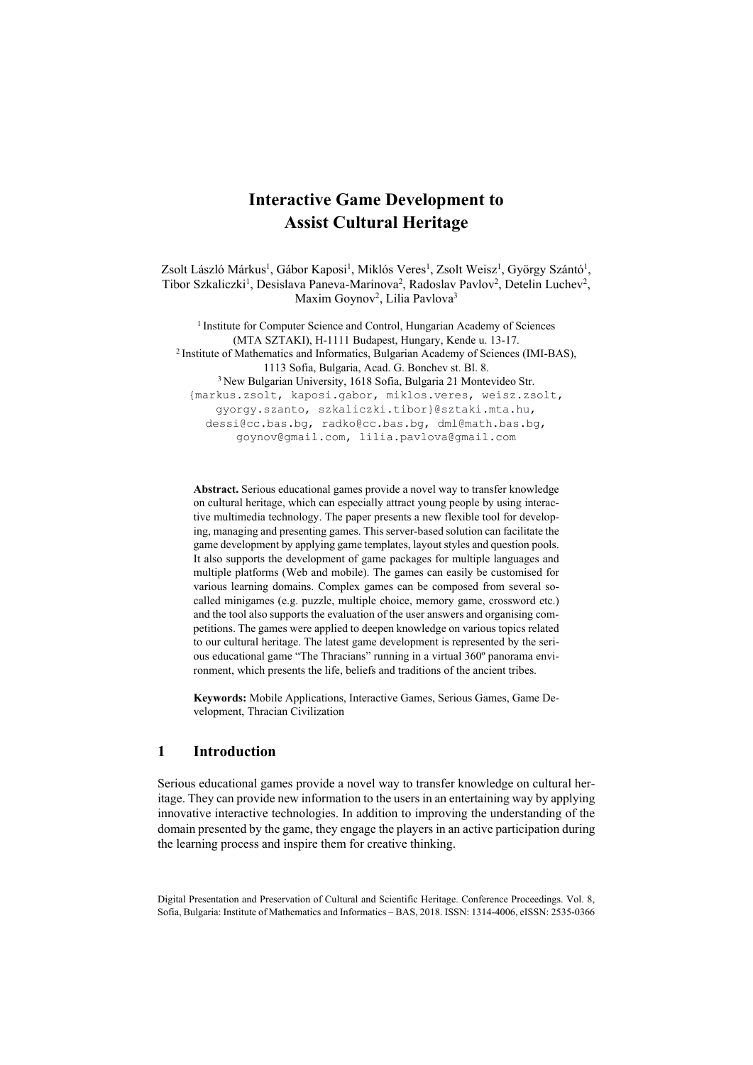# Interactive Game Development to Assist Cultural Heritage

Zsolt László Márkus[1], Gábor Kaposi[1], Miklós Veres[1], Zsolt Weisz[1], György Szántó[1], Tibor Szkaliczki[1], Desislava Paneva-Marinova[2], Radoslav Pavlov[2], Detelin Luchev[2], Maxim Goynov[2], Lilia Pavlova[3]

[1] Institute for Computer Science and Control, Hungarian Academy of Sciences (MTA SZTAKI), H-1111 Budapest, Hungary, Kende u. 13-17.
[2] Institute of Mathematics and Informatics, Bulgarian Academy of Sciences (IMI-BAS), 1113 Sofia, Bulgaria, Acad. G. Bonchev st. Bl. 8.
[3] New Bulgarian University, 1618 Sofia, Bulgaria 21 Montevideo Str.
{markus.zsolt, kaposi.gabor, miklos.veres, weisz.zsolt, gyorgy.szanto, szkaliczki.tibor}@sztaki.mta.hu, dessi@cc.bas.bg, radko@cc.bas.bg, dml@math.bas.bg, goynov@gmail.com, lilia.pavlova@gmail.com

**Abstract.** Serious educational games provide a novel way to transfer knowledge on cultural heritage, which can especially attract young people by using interactive multimedia technology. The paper presents a new flexible tool for developing, managing and presenting games. This server-based solution can facilitate the game development by applying game templates, layout styles and question pools. It also supports the development of game packages for multiple languages and multiple platforms (Web and mobile). The games can easily be customised for various learning domains. Complex games can be composed from several so-called minigames (e.g. puzzle, multiple choice, memory game, crossword etc.) and the tool also supports the evaluation of the user answers and organising competitions. The games were applied to deepen knowledge on various topics related to our cultural heritage. The latest game development is represented by the serious educational game "The Thracians" running in a virtual 360º panorama environment, which presents the life, beliefs and traditions of the ancient tribes.

**Keywords:** Mobile Applications, Interactive Games, Serious Games, Game Development, Thracian Civilization

## 1 Introduction

Serious educational games provide a novel way to transfer knowledge on cultural heritage. They can provide new information to the users in an entertaining way by applying innovative interactive technologies. In addition to improving the understanding of the domain presented by the game, they engage the players in an active participation during the learning process and inspire them for creative thinking.

Digital Presentation and Preservation of Cultural and Scientific Heritage. Conference Proceedings. Vol. 8, Sofia, Bulgaria: Institute of Mathematics and Informatics – BAS, 2018. ISSN: 1314-4006, eISSN: 2535-0366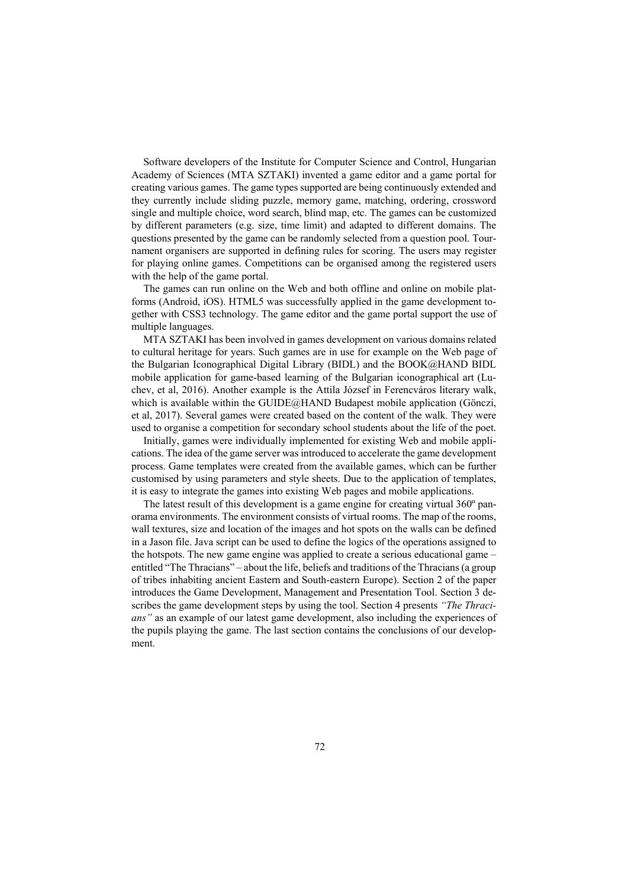Software developers of the Institute for Computer Science and Control, Hungarian Academy of Sciences (MTA SZTAKI) invented a game editor and a game portal for creating various games. The game types supported are being continuously extended and they currently include sliding puzzle, memory game, matching, ordering, crossword single and multiple choice, word search, blind map, etc. The games can be customized by different parameters (e.g. size, time limit) and adapted to different domains. The questions presented by the game can be randomly selected from a question pool. Tournament organisers are supported in defining rules for scoring. The users may register for playing online games. Competitions can be organised among the registered users with the help of the game portal.

The games can run online on the Web and both offline and online on mobile platforms (Android, iOS). HTML5 was successfully applied in the game development together with CSS3 technology. The game editor and the game portal support the use of multiple languages.

MTA SZTAKI has been involved in games development on various domains related to cultural heritage for years. Such games are in use for example on the Web page of the Bulgarian Iconographical Digital Library (BIDL) and the BOOK@HAND BIDL mobile application for game-based learning of the Bulgarian iconographical art (Luchev, et al, 2016). Another example is the Attila József in Ferencváros literary walk, which is available within the GUIDE@HAND Budapest mobile application (Gönczi, et al, 2017). Several games were created based on the content of the walk. They were used to organise a competition for secondary school students about the life of the poet.

Initially, games were individually implemented for existing Web and mobile applications. The idea of the game server was introduced to accelerate the game development process. Game templates were created from the available games, which can be further customised by using parameters and style sheets. Due to the application of templates, it is easy to integrate the games into existing Web pages and mobile applications.

The latest result of this development is a game engine for creating virtual 360º panorama environments. The environment consists of virtual rooms. The map of the rooms, wall textures, size and location of the images and hot spots on the walls can be defined in a Jason file. Java script can be used to define the logics of the operations assigned to the hotspots. The new game engine was applied to create a serious educational game – entitled "The Thracians" – about the life, beliefs and traditions of the Thracians (a group of tribes inhabiting ancient Eastern and South-eastern Europe). Section 2 of the paper introduces the Game Development, Management and Presentation Tool. Section 3 describes the game development steps by using the tool. Section 4 presents *"The Thracians"* as an example of our latest game development, also including the experiences of the pupils playing the game. The last section contains the conclusions of our development.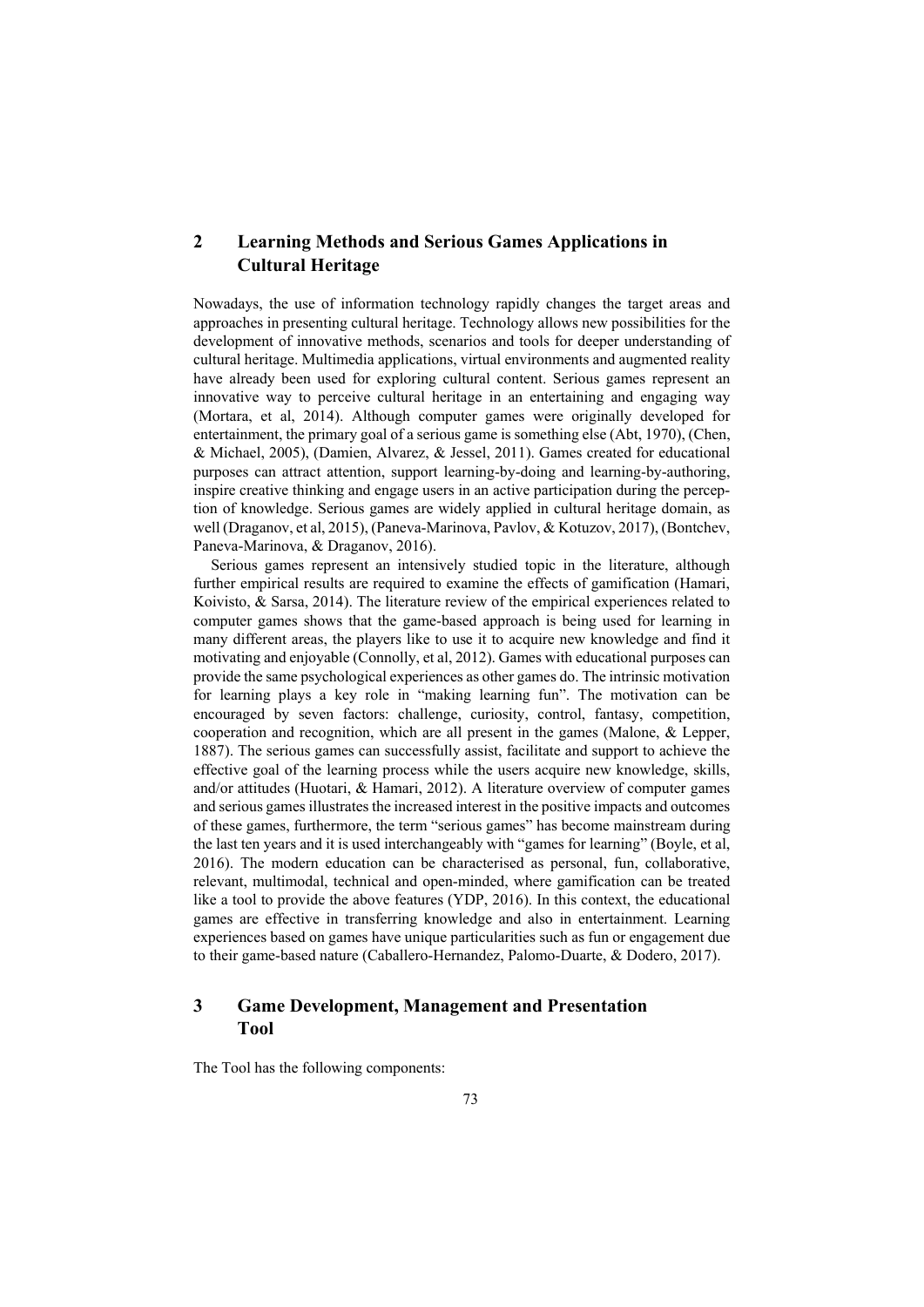## 2 Learning Methods and Serious Games Applications in Cultural Heritage

Nowadays, the use of information technology rapidly changes the target areas and approaches in presenting cultural heritage. Technology allows new possibilities for the development of innovative methods, scenarios and tools for deeper understanding of cultural heritage. Multimedia applications, virtual environments and augmented reality have already been used for exploring cultural content. Serious games represent an innovative way to perceive cultural heritage in an entertaining and engaging way (Mortara, et al, 2014). Although computer games were originally developed for entertainment, the primary goal of a serious game is something else (Abt, 1970), (Chen, & Michael, 2005), (Damien, Alvarez, & Jessel, 2011). Games created for educational purposes can attract attention, support learning-by-doing and learning-by-authoring, inspire creative thinking and engage users in an active participation during the perception of knowledge. Serious games are widely applied in cultural heritage domain, as well (Draganov, et al, 2015), (Paneva-Marinova, Pavlov, & Kotuzov, 2017), (Bontchev, Paneva-Marinova, & Draganov, 2016).

Serious games represent an intensively studied topic in the literature, although further empirical results are required to examine the effects of gamification (Hamari, Koivisto, & Sarsa, 2014). The literature review of the empirical experiences related to computer games shows that the game-based approach is being used for learning in many different areas, the players like to use it to acquire new knowledge and find it motivating and enjoyable (Connolly, et al, 2012). Games with educational purposes can provide the same psychological experiences as other games do. The intrinsic motivation for learning plays a key role in "making learning fun". The motivation can be encouraged by seven factors: challenge, curiosity, control, fantasy, competition, cooperation and recognition, which are all present in the games (Malone, & Lepper, 1887). The serious games can successfully assist, facilitate and support to achieve the effective goal of the learning process while the users acquire new knowledge, skills, and/or attitudes (Huotari, & Hamari, 2012). A literature overview of computer games and serious games illustrates the increased interest in the positive impacts and outcomes of these games, furthermore, the term "serious games" has become mainstream during the last ten years and it is used interchangeably with "games for learning" (Boyle, et al, 2016). The modern education can be characterised as personal, fun, collaborative, relevant, multimodal, technical and open-minded, where gamification can be treated like a tool to provide the above features (YDP, 2016). In this context, the educational games are effective in transferring knowledge and also in entertainment. Learning experiences based on games have unique particularities such as fun or engagement due to their game-based nature (Caballero-Hernandez, Palomo-Duarte, & Dodero, 2017).

## 3 Game Development, Management and Presentation Tool

The Tool has the following components: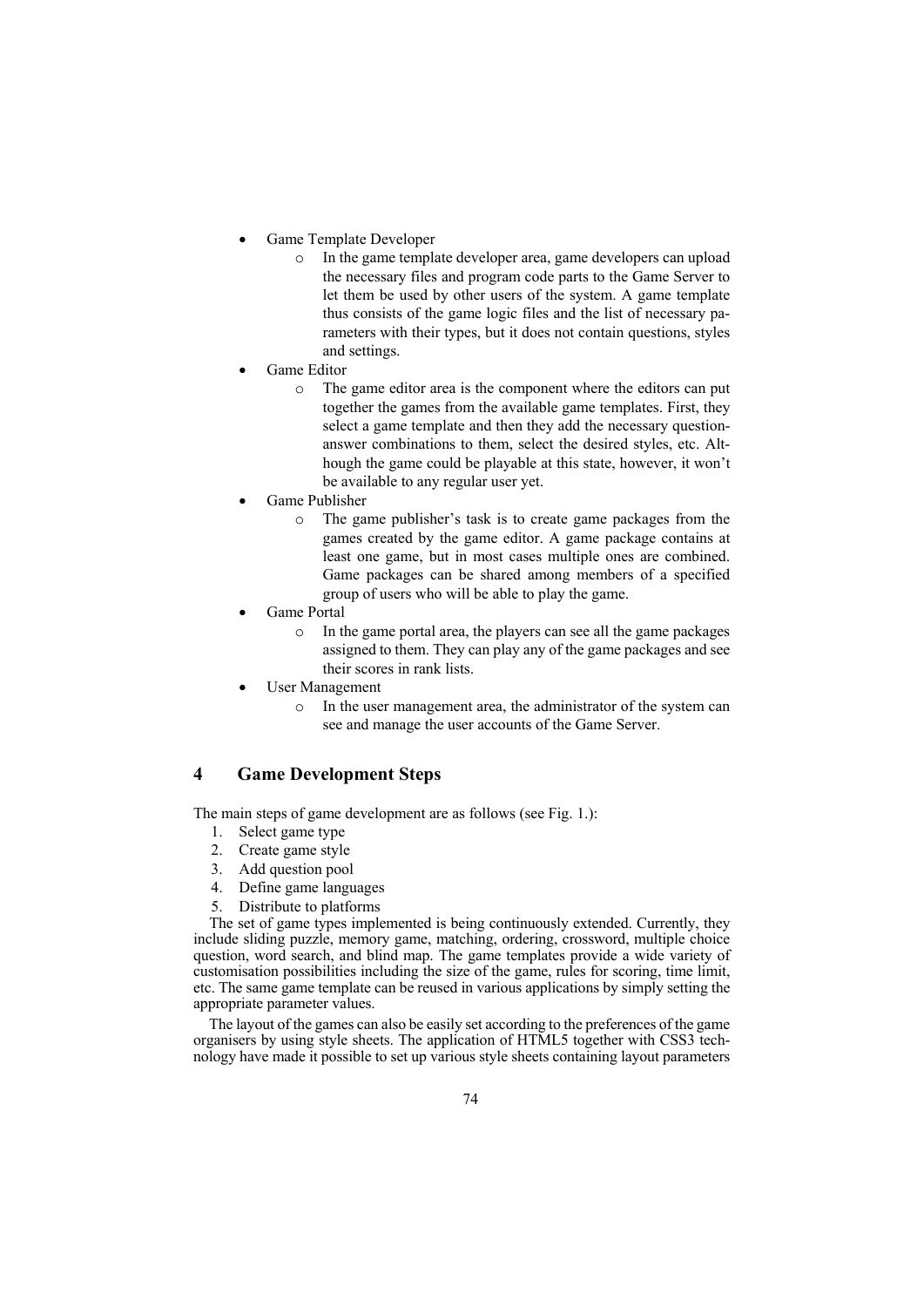- Game Template Developer
  - In the game template developer area, game developers can upload the necessary files and program code parts to the Game Server to let them be used by other users of the system. A game template thus consists of the game logic files and the list of necessary parameters with their types, but it does not contain questions, styles and settings.
- Game Editor
  - The game editor area is the component where the editors can put together the games from the available game templates. First, they select a game template and then they add the necessary question-answer combinations to them, select the desired styles, etc. Although the game could be playable at this state, however, it won't be available to any regular user yet.
- Game Publisher
  - The game publisher's task is to create game packages from the games created by the game editor. A game package contains at least one game, but in most cases multiple ones are combined. Game packages can be shared among members of a specified group of users who will be able to play the game.
- Game Portal
  - In the game portal area, the players can see all the game packages assigned to them. They can play any of the game packages and see their scores in rank lists.
- User Management
  - In the user management area, the administrator of the system can see and manage the user accounts of the Game Server.

## 4 Game Development Steps

The main steps of game development are as follows (see Fig. 1.):

1. Select game type
2. Create game style
3. Add question pool
4. Define game languages
5. Distribute to platforms

The set of game types implemented is being continuously extended. Currently, they include sliding puzzle, memory game, matching, ordering, crossword, multiple choice question, word search, and blind map. The game templates provide a wide variety of customisation possibilities including the size of the game, rules for scoring, time limit, etc. The same game template can be reused in various applications by simply setting the appropriate parameter values.

The layout of the games can also be easily set according to the preferences of the game organisers by using style sheets. The application of HTML5 together with CSS3 technology have made it possible to set up various style sheets containing layout parameters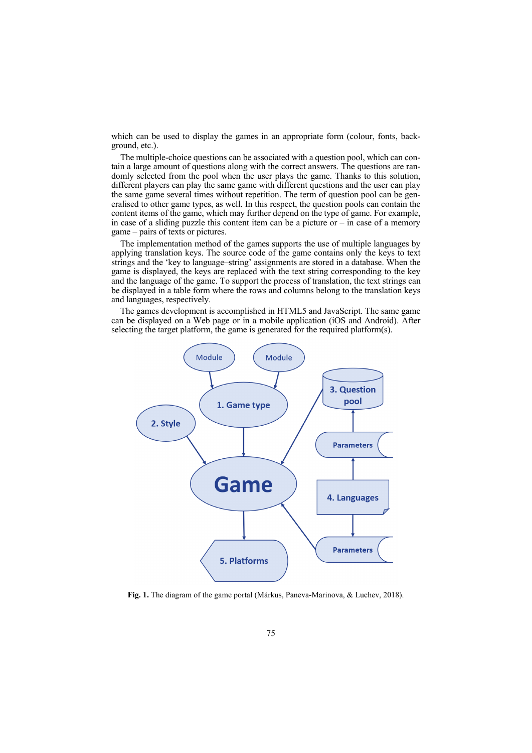which can be used to display the games in an appropriate form (colour, fonts, background, etc.).

The multiple-choice questions can be associated with a question pool, which can contain a large amount of questions along with the correct answers. The questions are randomly selected from the pool when the user plays the game. Thanks to this solution, different players can play the same game with different questions and the user can play the same game several times without repetition. The term of question pool can be generalised to other game types, as well. In this respect, the question pools can contain the content items of the game, which may further depend on the type of game. For example, in case of a sliding puzzle this content item can be a picture or – in case of a memory game – pairs of texts or pictures.

The implementation method of the games supports the use of multiple languages by applying translation keys. The source code of the game contains only the keys to text strings and the 'key to language–string' assignments are stored in a database. When the game is displayed, the keys are replaced with the text string corresponding to the key and the language of the game. To support the process of translation, the text strings can be displayed in a table form where the rows and columns belong to the translation keys and languages, respectively.

The games development is accomplished in HTML5 and JavaScript. The same game can be displayed on a Web page or in a mobile application (iOS and Android). After selecting the target platform, the game is generated for the required platform(s).

**Fig. 1.** The diagram of the game portal (Márkus, Paneva-Marinova, & Luchev, 2018).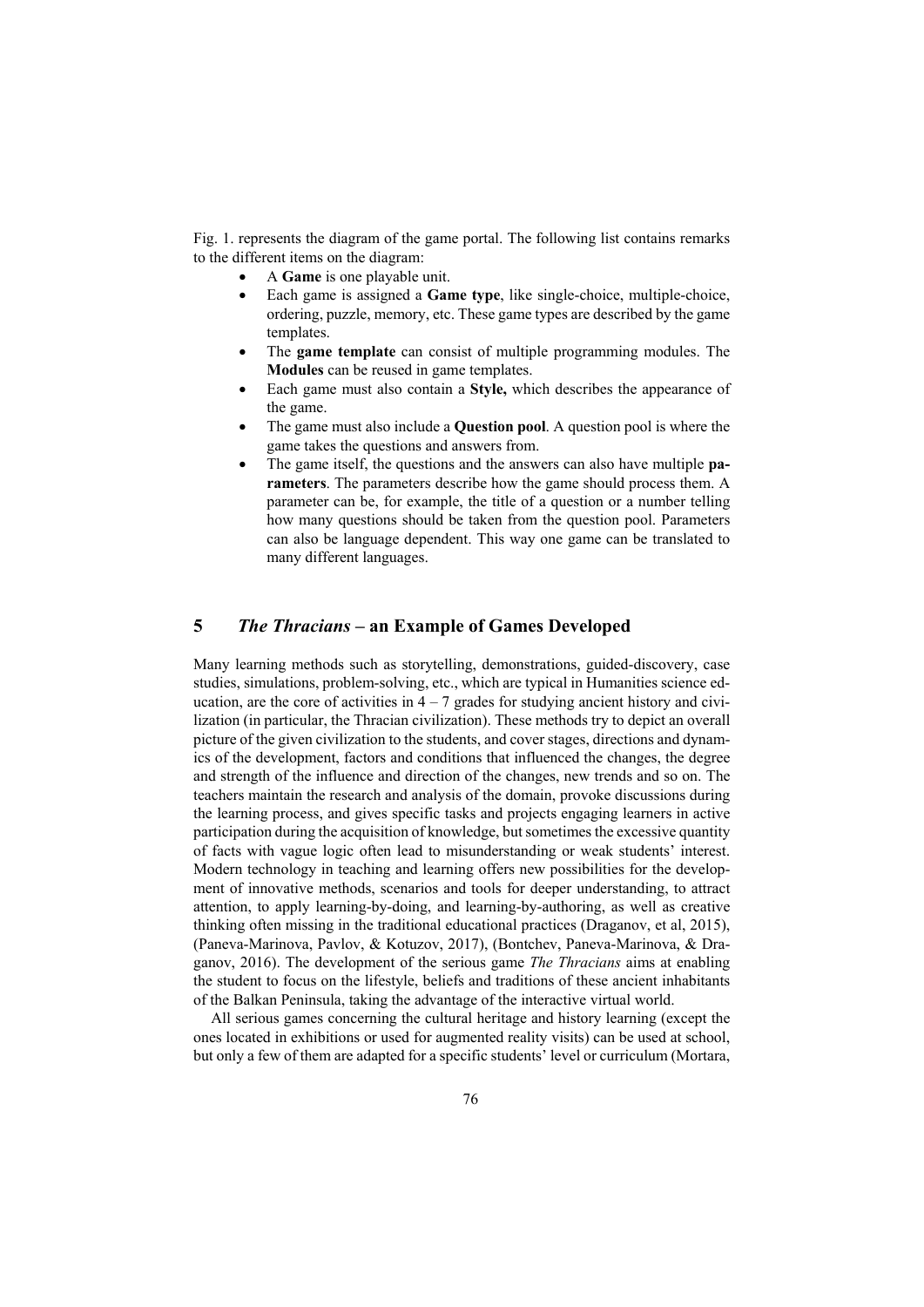Fig. 1. represents the diagram of the game portal. The following list contains remarks to the different items on the diagram:

- A **Game** is one playable unit.
- Each game is assigned a **Game type**, like single-choice, multiple-choice, ordering, puzzle, memory, etc. These game types are described by the game templates.
- The **game template** can consist of multiple programming modules. The **Modules** can be reused in game templates.
- Each game must also contain a **Style,** which describes the appearance of the game.
- The game must also include a **Question pool**. A question pool is where the game takes the questions and answers from.
- The game itself, the questions and the answers can also have multiple **parameters**. The parameters describe how the game should process them. A parameter can be, for example, the title of a question or a number telling how many questions should be taken from the question pool. Parameters can also be language dependent. This way one game can be translated to many different languages.

## 5 *The Thracians* – an Example of Games Developed

Many learning methods such as storytelling, demonstrations, guided-discovery, case studies, simulations, problem-solving, etc., which are typical in Humanities science education, are the core of activities in 4 – 7 grades for studying ancient history and civilization (in particular, the Thracian civilization). These methods try to depict an overall picture of the given civilization to the students, and cover stages, directions and dynamics of the development, factors and conditions that influenced the changes, the degree and strength of the influence and direction of the changes, new trends and so on. The teachers maintain the research and analysis of the domain, provoke discussions during the learning process, and gives specific tasks and projects engaging learners in active participation during the acquisition of knowledge, but sometimes the excessive quantity of facts with vague logic often lead to misunderstanding or weak students' interest. Modern technology in teaching and learning offers new possibilities for the development of innovative methods, scenarios and tools for deeper understanding, to attract attention, to apply learning-by-doing, and learning-by-authoring, as well as creative thinking often missing in the traditional educational practices (Draganov, et al, 2015), (Paneva-Marinova, Pavlov, & Kotuzov, 2017), (Bontchev, Paneva-Marinova, & Draganov, 2016). The development of the serious game *The Thracians* aims at enabling the student to focus on the lifestyle, beliefs and traditions of these ancient inhabitants of the Balkan Peninsula, taking the advantage of the interactive virtual world.

All serious games concerning the cultural heritage and history learning (except the ones located in exhibitions or used for augmented reality visits) can be used at school, but only a few of them are adapted for a specific students' level or curriculum (Mortara,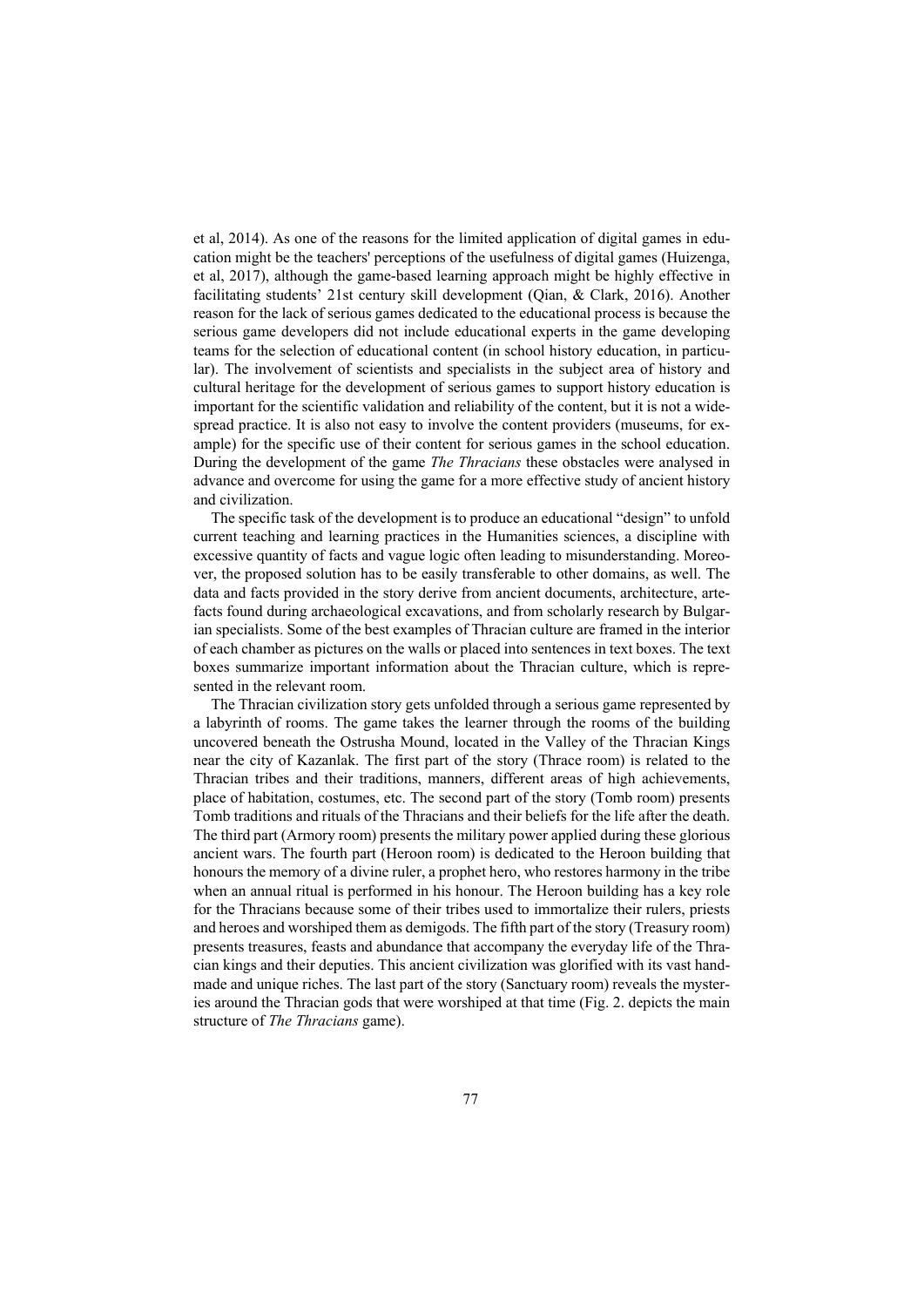et al, 2014). As one of the reasons for the limited application of digital games in education might be the teachers' perceptions of the usefulness of digital games (Huizenga, et al, 2017), although the game-based learning approach might be highly effective in facilitating students' 21st century skill development (Qian, & Clark, 2016). Another reason for the lack of serious games dedicated to the educational process is because the serious game developers did not include educational experts in the game developing teams for the selection of educational content (in school history education, in particular). The involvement of scientists and specialists in the subject area of history and cultural heritage for the development of serious games to support history education is important for the scientific validation and reliability of the content, but it is not a widespread practice. It is also not easy to involve the content providers (museums, for example) for the specific use of their content for serious games in the school education. During the development of the game *The Thracians* these obstacles were analysed in advance and overcome for using the game for a more effective study of ancient history and civilization.

The specific task of the development is to produce an educational "design" to unfold current teaching and learning practices in the Humanities sciences, a discipline with excessive quantity of facts and vague logic often leading to misunderstanding. Moreover, the proposed solution has to be easily transferable to other domains, as well. The data and facts provided in the story derive from ancient documents, architecture, artefacts found during archaeological excavations, and from scholarly research by Bulgarian specialists. Some of the best examples of Thracian culture are framed in the interior of each chamber as pictures on the walls or placed into sentences in text boxes. The text boxes summarize important information about the Thracian culture, which is represented in the relevant room.

The Thracian civilization story gets unfolded through a serious game represented by a labyrinth of rooms. The game takes the learner through the rooms of the building uncovered beneath the Ostrusha Mound, located in the Valley of the Thracian Kings near the city of Kazanlak. The first part of the story (Thrace room) is related to the Thracian tribes and their traditions, manners, different areas of high achievements, place of habitation, costumes, etc. The second part of the story (Tomb room) presents Tomb traditions and rituals of the Thracians and their beliefs for the life after the death. The third part (Armory room) presents the military power applied during these glorious ancient wars. The fourth part (Heroon room) is dedicated to the Heroon building that honours the memory of a divine ruler, a prophet hero, who restores harmony in the tribe when an annual ritual is performed in his honour. The Heroon building has a key role for the Thracians because some of their tribes used to immortalize their rulers, priests and heroes and worshiped them as demigods. The fifth part of the story (Treasury room) presents treasures, feasts and abundance that accompany the everyday life of the Thracian kings and their deputies. This ancient civilization was glorified with its vast handmade and unique riches. The last part of the story (Sanctuary room) reveals the mysteries around the Thracian gods that were worshiped at that time (Fig. 2. depicts the main structure of *The Thracians* game).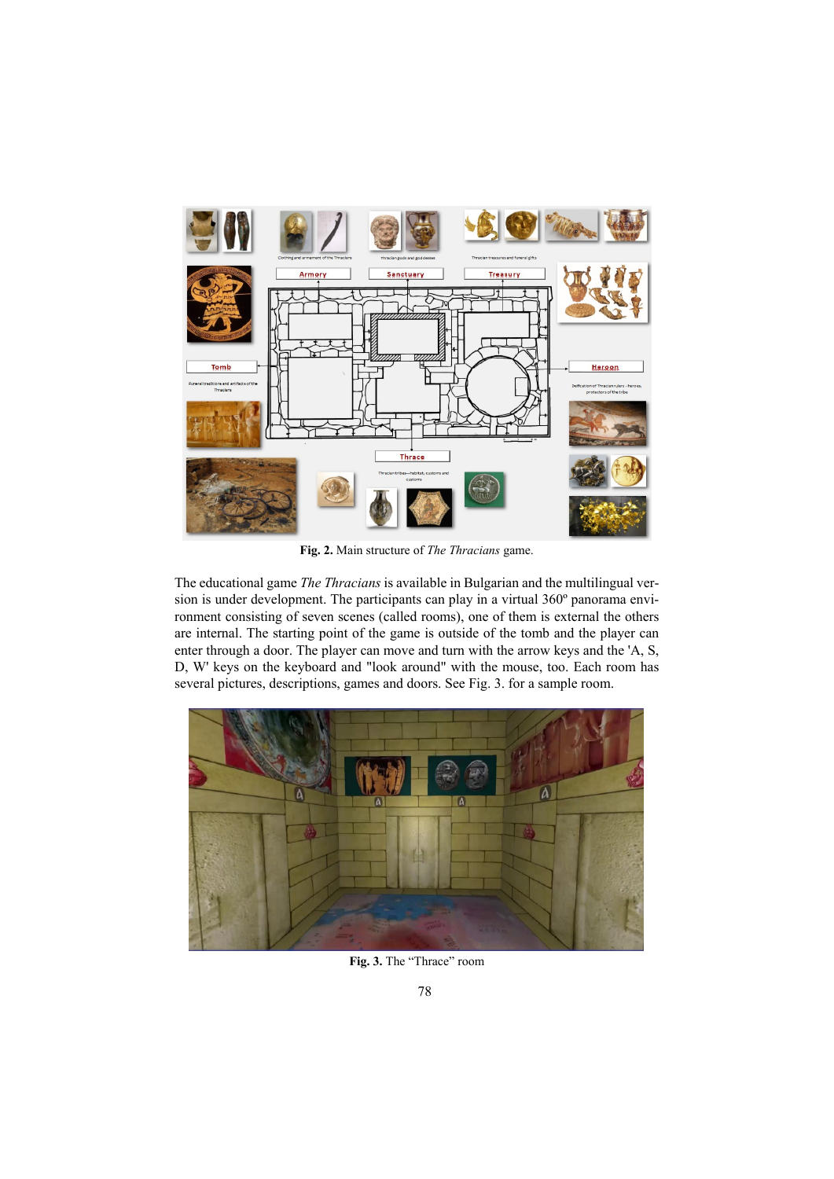Fig. 2. Main structure of *The Thracians* game.

The educational game *The Thracians* is available in Bulgarian and the multilingual version is under development. The participants can play in a virtual 360º panorama environment consisting of seven scenes (called rooms), one of them is external the others are internal. The starting point of the game is outside of the tomb and the player can enter through a door. The player can move and turn with the arrow keys and the 'A, S, D, W' keys on the keyboard and "look around" with the mouse, too. Each room has several pictures, descriptions, games and doors. See Fig. 3. for a sample room.

Fig. 3. The “Thrace” room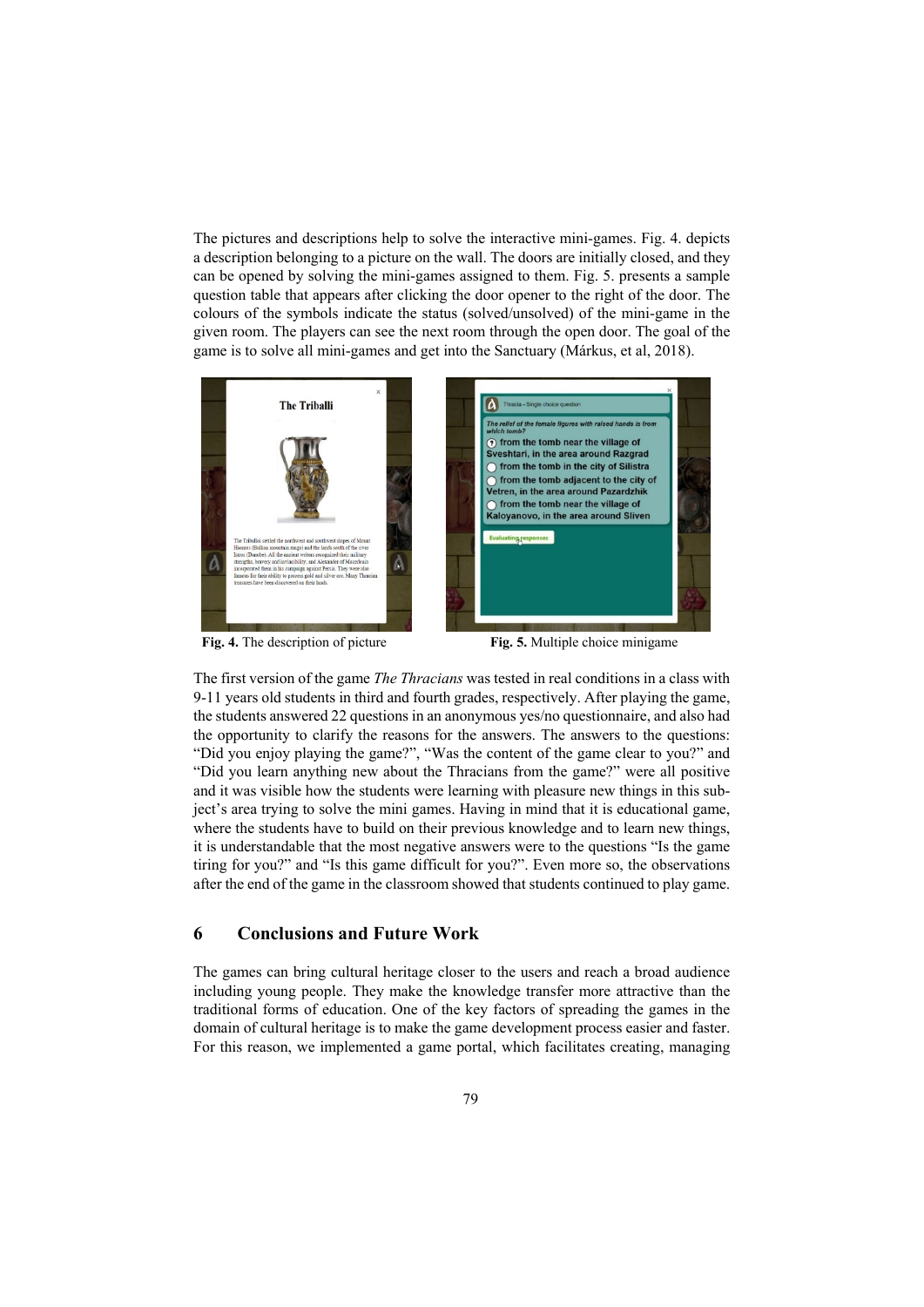The pictures and descriptions help to solve the interactive mini-games. Fig. 4. depicts a description belonging to a picture on the wall. The doors are initially closed, and they can be opened by solving the mini-games assigned to them. Fig. 5. presents a sample question table that appears after clicking the door opener to the right of the door. The colours of the symbols indicate the status (solved/unsolved) of the mini-game in the given room. The players can see the next room through the open door. The goal of the game is to solve all mini-games and get into the Sanctuary (Márkus, et al, 2018).

**Fig. 4.** The description of picture

**Fig. 5.** Multiple choice minigame

The first version of the game *The Thracians* was tested in real conditions in a class with 9-11 years old students in third and fourth grades, respectively. After playing the game, the students answered 22 questions in an anonymous yes/no questionnaire, and also had the opportunity to clarify the reasons for the answers. The answers to the questions: "Did you enjoy playing the game?", "Was the content of the game clear to you?" and "Did you learn anything new about the Thracians from the game?" were all positive and it was visible how the students were learning with pleasure new things in this subject's area trying to solve the mini games. Having in mind that it is educational game, where the students have to build on their previous knowledge and to learn new things, it is understandable that the most negative answers were to the questions "Is the game tiring for you?" and "Is this game difficult for you?". Even more so, the observations after the end of the game in the classroom showed that students continued to play game.

## 6 Conclusions and Future Work

The games can bring cultural heritage closer to the users and reach a broad audience including young people. They make the knowledge transfer more attractive than the traditional forms of education. One of the key factors of spreading the games in the domain of cultural heritage is to make the game development process easier and faster. For this reason, we implemented a game portal, which facilitates creating, managing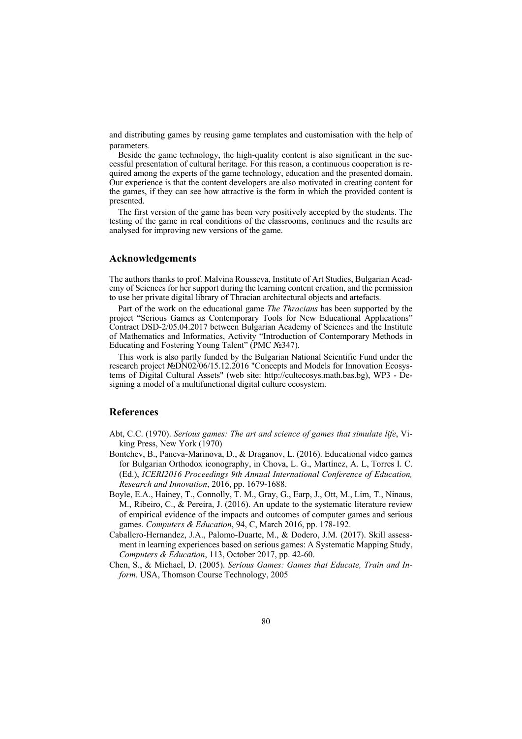and distributing games by reusing game templates and customisation with the help of parameters.

Beside the game technology, the high-quality content is also significant in the successful presentation of cultural heritage. For this reason, a continuous cooperation is required among the experts of the game technology, education and the presented domain. Our experience is that the content developers are also motivated in creating content for the games, if they can see how attractive is the form in which the provided content is presented.

The first version of the game has been very positively accepted by the students. The testing of the game in real conditions of the classrooms, continues and the results are analysed for improving new versions of the game.

## Acknowledgements

The authors thanks to prof. Malvina Rousseva, Institute of Art Studies, Bulgarian Academy of Sciences for her support during the learning content creation, and the permission to use her private digital library of Thracian architectural objects and artefacts.

Part of the work on the educational game *The Thracians* has been supported by the project "Serious Games as Contemporary Tools for New Educational Applications" Contract DSD-2/05.04.2017 between Bulgarian Academy of Sciences and the Institute of Mathematics and Informatics, Activity "Introduction of Contemporary Methods in Educating and Fostering Young Talent" (PMC №347).

This work is also partly funded by the Bulgarian National Scientific Fund under the research project №DN02/06/15.12.2016 "Concepts and Models for Innovation Ecosystems of Digital Cultural Assets" (web site: http://cultecosys.math.bas.bg), WP3 - Designing a model of a multifunctional digital culture ecosystem.

## References

Abt, C.C. (1970). *Serious games: The art and science of games that simulate life*, Viking Press, New York (1970)

Bontchev, B., Paneva-Marinova, D., & Draganov, L. (2016). Educational video games for Bulgarian Orthodox iconography, in Chova, L. G., Martínez, A. L, Torres I. C. (Ed.), *ICERI2016 Proceedings 9th Annual International Conference of Education, Research and Innovation*, 2016, pp. 1679-1688.

Boyle, E.A., Hainey, T., Connolly, T. M., Gray, G., Earp, J., Ott, M., Lim, T., Ninaus, M., Ribeiro, C., & Pereira, J. (2016). An update to the systematic literature review of empirical evidence of the impacts and outcomes of computer games and serious games. *Computers & Education*, 94, C, March 2016, pp. 178-192.

Caballero-Hernandez, J.A., Palomo-Duarte, M., & Dodero, J.M. (2017). Skill assessment in learning experiences based on serious games: A Systematic Mapping Study, *Computers & Education*, 113, October 2017, pp. 42-60.

Chen, S., & Michael, D. (2005). *Serious Games: Games that Educate, Train and Inform.* USA, Thomson Course Technology, 2005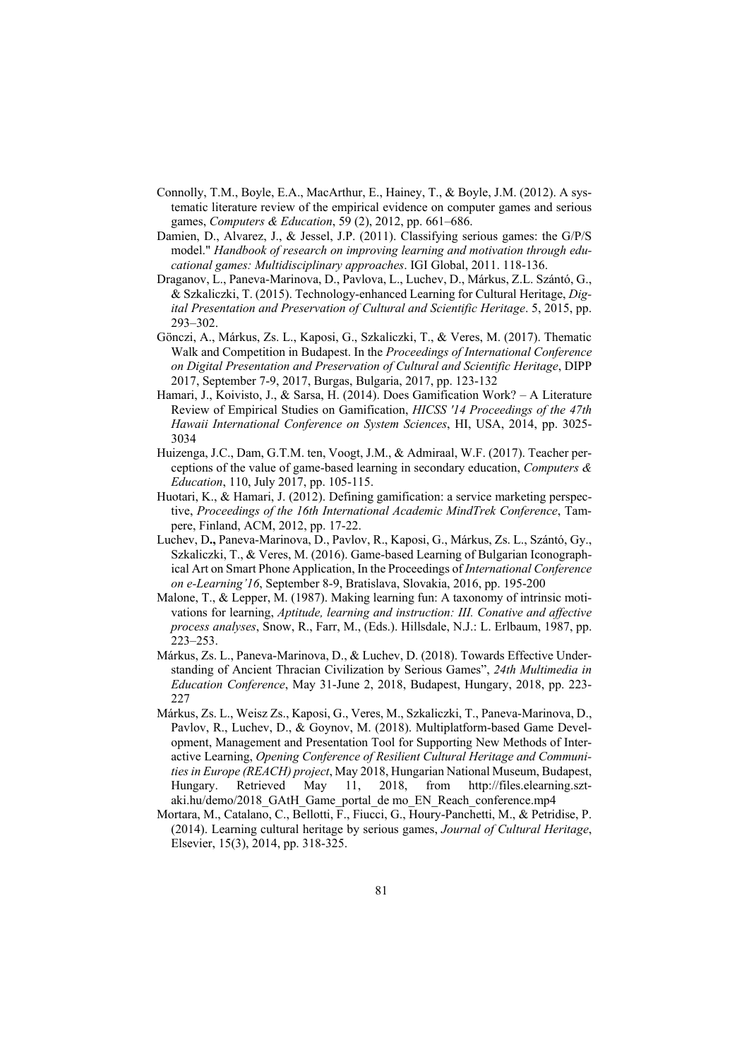Connolly, T.M., Boyle, E.A., MacArthur, E., Hainey, T., & Boyle, J.M. (2012). A systematic literature review of the empirical evidence on computer games and serious games, *Computers & Education*, 59 (2), 2012, pp. 661–686.

Damien, D., Alvarez, J., & Jessel, J.P. (2011). Classifying serious games: the G/P/S model." *Handbook of research on improving learning and motivation through educational games: Multidisciplinary approaches*. IGI Global, 2011. 118-136.

Draganov, L., Paneva-Marinova, D., Pavlova, L., Luchev, D., Márkus, Z.L. Szántó, G., & Szkaliczki, T. (2015). Technology-enhanced Learning for Cultural Heritage, *Digital Presentation and Preservation of Cultural and Scientific Heritage*. 5, 2015, pp. 293–302.

Gönczi, A., Márkus, Zs. L., Kaposi, G., Szkaliczki, T., & Veres, M. (2017). Thematic Walk and Competition in Budapest. In the *Proceedings of International Conference on Digital Presentation and Preservation of Cultural and Scientific Heritage*, DIPP 2017, September 7-9, 2017, Burgas, Bulgaria, 2017, pp. 123-132

Hamari, J., Koivisto, J., & Sarsa, H. (2014). Does Gamification Work? – A Literature Review of Empirical Studies on Gamification, *HICSS '14 Proceedings of the 47th Hawaii International Conference on System Sciences*, HI, USA, 2014, pp. 3025-3034

Huizenga, J.C., Dam, G.T.M. ten, Voogt, J.M., & Admiraal, W.F. (2017). Teacher perceptions of the value of game-based learning in secondary education, *Computers & Education*, 110, July 2017, pp. 105-115.

Huotari, K., & Hamari, J. (2012). Defining gamification: a service marketing perspective, *Proceedings of the 16th International Academic MindTrek Conference*, Tampere, Finland, ACM, 2012, pp. 17-22.

Luchev, D**.,** Paneva-Marinova, D., Pavlov, R., Kaposi, G., Márkus, Zs. L., Szántó, Gy., Szkaliczki, T., & Veres, M. (2016). Game-based Learning of Bulgarian Iconographical Art on Smart Phone Application, In the Proceedings of *International Conference on e-Learning'16*, September 8-9, Bratislava, Slovakia, 2016, pp. 195-200

Malone, T., & Lepper, M. (1987). Making learning fun: A taxonomy of intrinsic motivations for learning, *Aptitude, learning and instruction: III. Conative and affective process analyses*, Snow, R., Farr, M., (Eds.). Hillsdale, N.J.: L. Erlbaum, 1987, pp. 223–253.

Márkus, Zs. L., Paneva-Marinova, D., & Luchev, D. (2018). Towards Effective Understanding of Ancient Thracian Civilization by Serious Games", *24th Multimedia in Education Conference*, May 31-June 2, 2018, Budapest, Hungary, 2018, pp. 223-227

Márkus, Zs. L., Weisz Zs., Kaposi, G., Veres, M., Szkaliczki, T., Paneva-Marinova, D., Pavlov, R., Luchev, D., & Goynov, M. (2018). Multiplatform-based Game Development, Management and Presentation Tool for Supporting New Methods of Interactive Learning, *Opening Conference of Resilient Cultural Heritage and Communities in Europe (REACH) project*, May 2018, Hungarian National Museum, Budapest, Hungary. Retrieved May 11, 2018, from http://files.elearning.sztaki.hu/demo/2018_GAtH_Game_portal_de mo_EN_Reach_conference.mp4

Mortara, M., Catalano, C., Bellotti, F., Fiucci, G., Houry-Panchetti, M., & Petridise, P. (2014). Learning cultural heritage by serious games, *Journal of Cultural Heritage*, Elsevier, 15(3), 2014, pp. 318-325.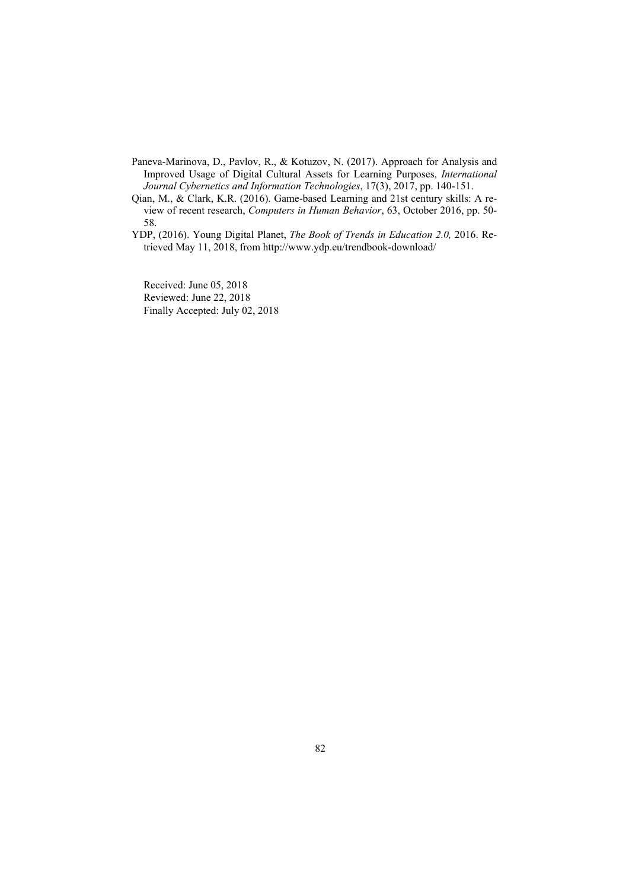Paneva-Marinova, D., Pavlov, R., & Kotuzov, N. (2017). Approach for Analysis and Improved Usage of Digital Cultural Assets for Learning Purposes, *International Journal Cybernetics and Information Technologies*, 17(3), 2017, pp. 140-151.

Qian, M., & Clark, K.R. (2016). Game-based Learning and 21st century skills: A review of recent research, *Computers in Human Behavior*, 63, October 2016, pp. 50-58.

YDP, (2016). Young Digital Planet, *The Book of Trends in Education 2.0,* 2016. Retrieved May 11, 2018, from http://www.ydp.eu/trendbook-download/

Received: June 05, 2018
Reviewed: June 22, 2018
Finally Accepted: July 02, 2018